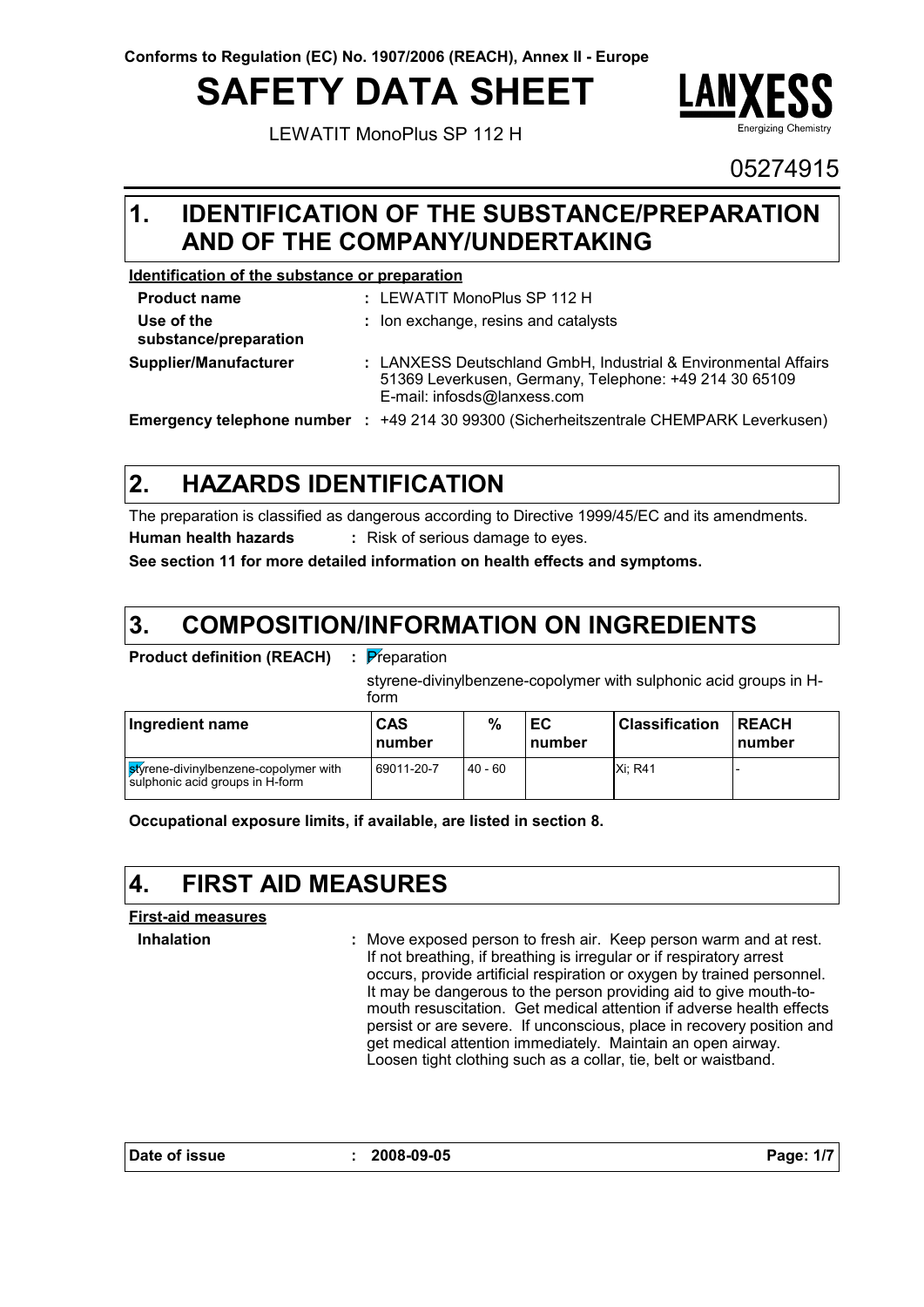Conforms to Regulation (EC) No. 1907/2006 (REACH), Annex II - Europe

# SAFETY DATA SHEET

LEWATIT MonoPlus SP 112 H

LANXESS Energizing Chemistry

05274915

## 1. IDENTIFICATION OF THE SUBSTANCE/PREPARATION AND OF THE COMPANY/UNDERTAKING

**Identification of the substance or preparation**

**Product name** : LEWATIT MonoPlus SP 112 H

**Use of the substance/preparation** : Ion exchange, resins and catalysts

**Supplier/Manufacturer** : LANXESS Deutschland GmbH, Industrial & Environmental Affairs 51369 Leverkusen, Germany, Telephone: +49 214 30 65109 E-mail: infosds@lanxess.com

**Emergency telephone number** : +49 214 30 99300 (Sicherheitszentrale CHEMPARK Leverkusen)

## 2. HAZARDS IDENTIFICATION

The preparation is classified as dangerous according to Directive 1999/45/EC and its amendments.

**Human health hazards** : Risk of serious damage to eyes.

**See section 11 for more detailed information on health effects and symptoms.**

## 3. COMPOSITION/INFORMATION ON INGREDIENTS

**Product definition (REACH)** : Preparation

styrene-divinylbenzene-copolymer with sulphonic acid groups in H-form

| Ingredient name | CAS number | % | EC number | Classification | REACH number |
|---|---|---|---|---|---|
| styrene-divinylbenzene-copolymer with sulphonic acid groups in H-form | 69011-20-7 | 40 - 60 | | Xi; R41 | - |

**Occupational exposure limits, if available, are listed in section 8.**

## 4. FIRST AID MEASURES

**First-aid measures**

**Inhalation** : Move exposed person to fresh air. Keep person warm and at rest. If not breathing, if breathing is irregular or if respiratory arrest occurs, provide artificial respiration or oxygen by trained personnel. It may be dangerous to the person providing aid to give mouth-to-mouth resuscitation. Get medical attention if adverse health effects persist or are severe. If unconscious, place in recovery position and get medical attention immediately. Maintain an open airway. Loosen tight clothing such as a collar, tie, belt or waistband.

**Date of issue** : 2008-09-05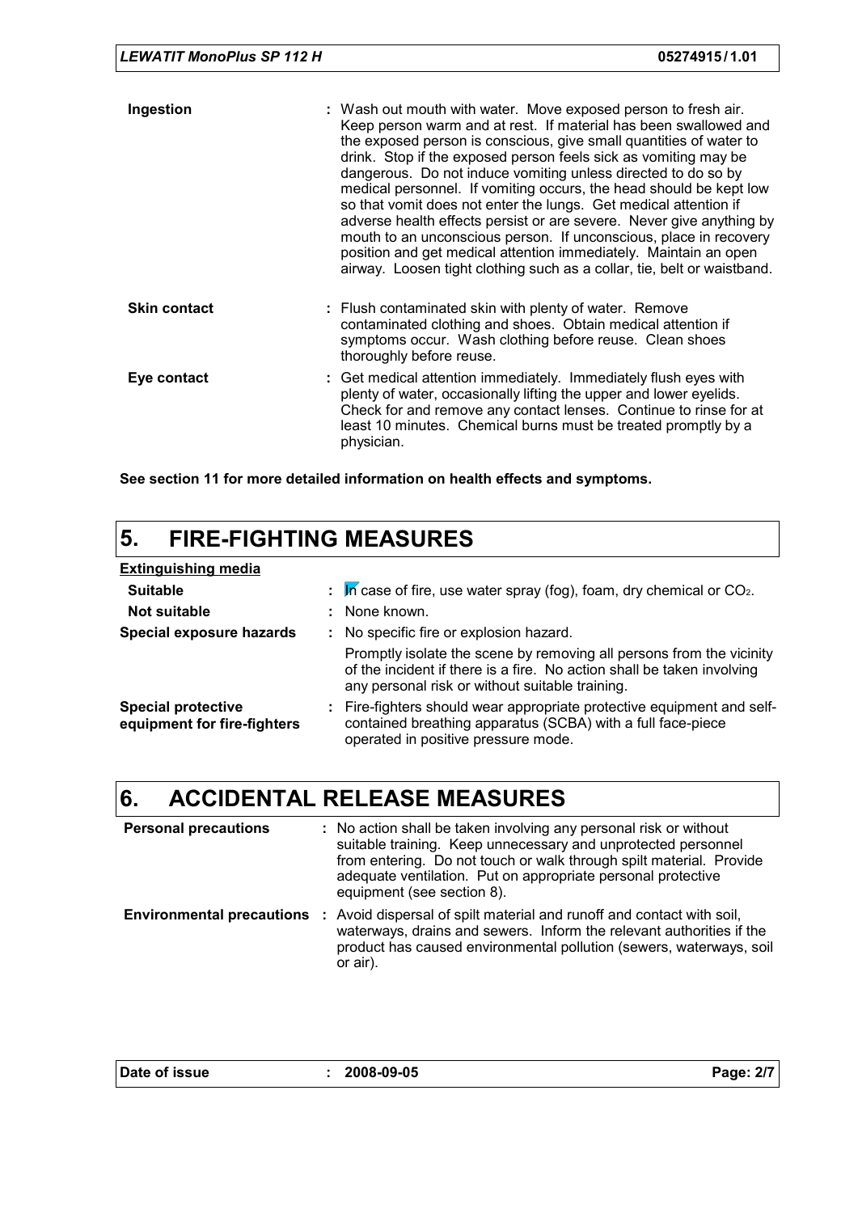**Ingestion** : Wash out mouth with water. Move exposed person to fresh air. Keep person warm and at rest. If material has been swallowed and the exposed person is conscious, give small quantities of water to drink. Stop if the exposed person feels sick as vomiting may be dangerous. Do not induce vomiting unless directed to do so by medical personnel. If vomiting occurs, the head should be kept low so that vomit does not enter the lungs. Get medical attention if adverse health effects persist or are severe. Never give anything by mouth to an unconscious person. If unconscious, place in recovery position and get medical attention immediately. Maintain an open airway. Loosen tight clothing such as a collar, tie, belt or waistband.

**Skin contact** : Flush contaminated skin with plenty of water. Remove contaminated clothing and shoes. Obtain medical attention if symptoms occur. Wash clothing before reuse. Clean shoes thoroughly before reuse.

**Eye contact** : Get medical attention immediately. Immediately flush eyes with plenty of water, occasionally lifting the upper and lower eyelids. Check for and remove any contact lenses. Continue to rinse for at least 10 minutes. Chemical burns must be treated promptly by a physician.

**See section 11 for more detailed information on health effects and symptoms.**

# 5. FIRE-FIGHTING MEASURES

**Extinguishing media**

**Suitable** : In case of fire, use water spray (fog), foam, dry chemical or $CO_2$.

**Not suitable** : None known.

**Special exposure hazards** : No specific fire or explosion hazard.

Promptly isolate the scene by removing all persons from the vicinity of the incident if there is a fire. No action shall be taken involving any personal risk or without suitable training.

**Special protective equipment for fire-fighters** : Fire-fighters should wear appropriate protective equipment and self-contained breathing apparatus (SCBA) with a full face-piece operated in positive pressure mode.

# 6. ACCIDENTAL RELEASE MEASURES

**Personal precautions** : No action shall be taken involving any personal risk or without suitable training. Keep unnecessary and unprotected personnel from entering. Do not touch or walk through spilt material. Provide adequate ventilation. Put on appropriate personal protective equipment (see section 8).

**Environmental precautions** : Avoid dispersal of spilt material and runoff and contact with soil, waterways, drains and sewers. Inform the relevant authorities if the product has caused environmental pollution (sewers, waterways, soil or air).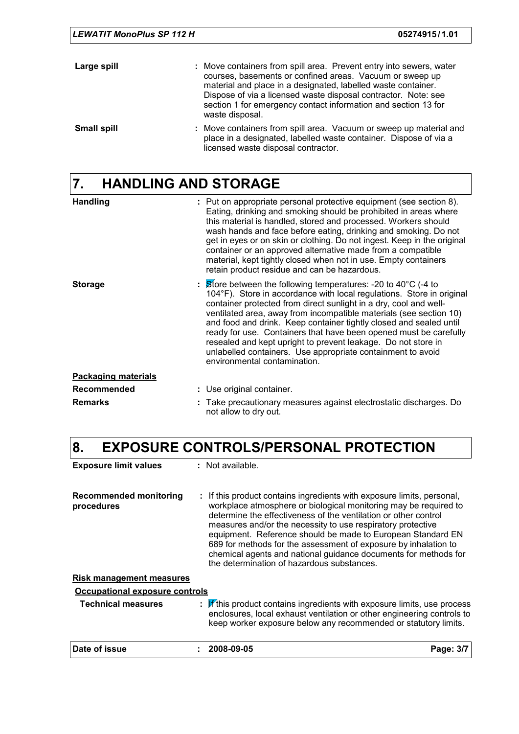**Large spill** : Move containers from spill area. Prevent entry into sewers, water courses, basements or confined areas. Vacuum or sweep up material and place in a designated, labelled waste container. Dispose of via a licensed waste disposal contractor. Note: see section 1 for emergency contact information and section 13 for waste disposal.

**Small spill** : Move containers from spill area. Vacuum or sweep up material and place in a designated, labelled waste container. Dispose of via a licensed waste disposal contractor.

## 7. HANDLING AND STORAGE

**Handling** : Put on appropriate personal protective equipment (see section 8). Eating, drinking and smoking should be prohibited in areas where this material is handled, stored and processed. Workers should wash hands and face before eating, drinking and smoking. Do not get in eyes or on skin or clothing. Do not ingest. Keep in the original container or an approved alternative made from a compatible material, kept tightly closed when not in use. Empty containers retain product residue and can be hazardous.

**Storage** : Store between the following temperatures: -20 to 40°C (-4 to 104°F). Store in accordance with local regulations. Store in original container protected from direct sunlight in a dry, cool and well-ventilated area, away from incompatible materials (see section 10) and food and drink. Keep container tightly closed and sealed until ready for use. Containers that have been opened must be carefully resealed and kept upright to prevent leakage. Do not store in unlabelled containers. Use appropriate containment to avoid environmental contamination.

**Packaging materials**

**Recommended** : Use original container.

**Remarks** : Take precautionary measures against electrostatic discharges. Do not allow to dry out.

## 8. EXPOSURE CONTROLS/PERSONAL PROTECTION

**Exposure limit values** : Not available.

**Recommended monitoring procedures** : If this product contains ingredients with exposure limits, personal, workplace atmosphere or biological monitoring may be required to determine the effectiveness of the ventilation or other control measures and/or the necessity to use respiratory protective equipment. Reference should be made to European Standard EN 689 for methods for the assessment of exposure by inhalation to chemical agents and national guidance documents for methods for the determination of hazardous substances.

**Risk management measures**

**Occupational exposure controls**

**Technical measures** : If this product contains ingredients with exposure limits, use process enclosures, local exhaust ventilation or other engineering controls to keep worker exposure below any recommended or statutory limits.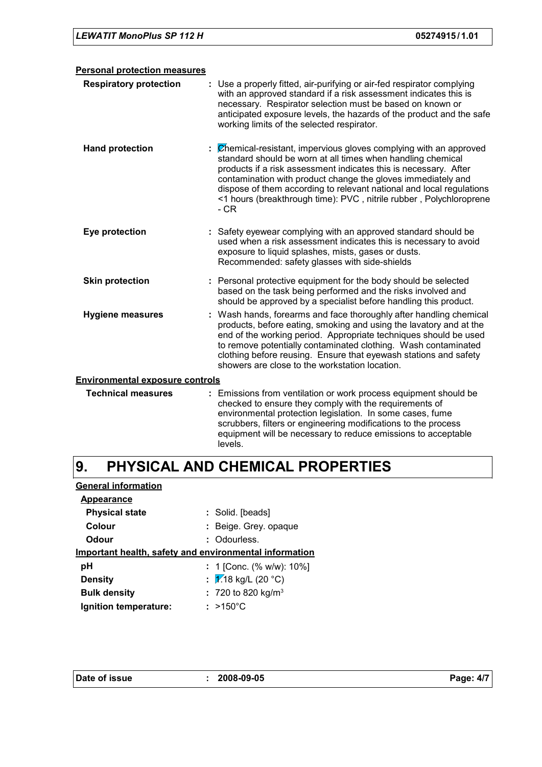**Personal protection measures**

| | | |
|---|---|---|
| **Respiratory protection** | : | Use a properly fitted, air-purifying or air-fed respirator complying with an approved standard if a risk assessment indicates this is necessary. Respirator selection must be based on known or anticipated exposure levels, the hazards of the product and the safe working limits of the selected respirator. |
| **Hand protection** | : | Chemical-resistant, impervious gloves complying with an approved standard should be worn at all times when handling chemical products if a risk assessment indicates this is necessary. After contamination with product change the gloves immediately and dispose of them according to relevant national and local regulations <1 hours (breakthrough time): PVC , nitrile rubber , Polychloroprene - CR |
| **Eye protection** | : | Safety eyewear complying with an approved standard should be used when a risk assessment indicates this is necessary to avoid exposure to liquid splashes, mists, gases or dusts. Recommended: safety glasses with side-shields |
| **Skin protection** | : | Personal protective equipment for the body should be selected based on the task being performed and the risks involved and should be approved by a specialist before handling this product. |
| **Hygiene measures** | : | Wash hands, forearms and face thoroughly after handling chemical products, before eating, smoking and using the lavatory and at the end of the working period. Appropriate techniques should be used to remove potentially contaminated clothing. Wash contaminated clothing before reusing. Ensure that eyewash stations and safety showers are close to the workstation location. |

**Environmental exposure controls**

| | | |
|---|---|---|
| **Technical measures** | : | Emissions from ventilation or work process equipment should be checked to ensure they comply with the requirements of environmental protection legislation. In some cases, fume scrubbers, filters or engineering modifications to the process equipment will be necessary to reduce emissions to acceptable levels. |

# 9. PHYSICAL AND CHEMICAL PROPERTIES

**General information**

**Appearance**

| | | |
|---|---|---|
| **Physical state** | : | Solid. [beads] |
| **Colour** | : | Beige. Grey. opaque |
| **Odour** | : | Odourless. |

**Important health, safety and environmental information**

| | | |
|---|---|---|
| **pH** | : | 1 [Conc. (% w/w): 10%] |
| **Density** | : | 1.18 kg/L (20 °C) |
| **Bulk density** | : | 720 to 820 kg/m$^3$ |
| **Ignition temperature:** | : | >150°C |

**Date of issue** : 2008-09-05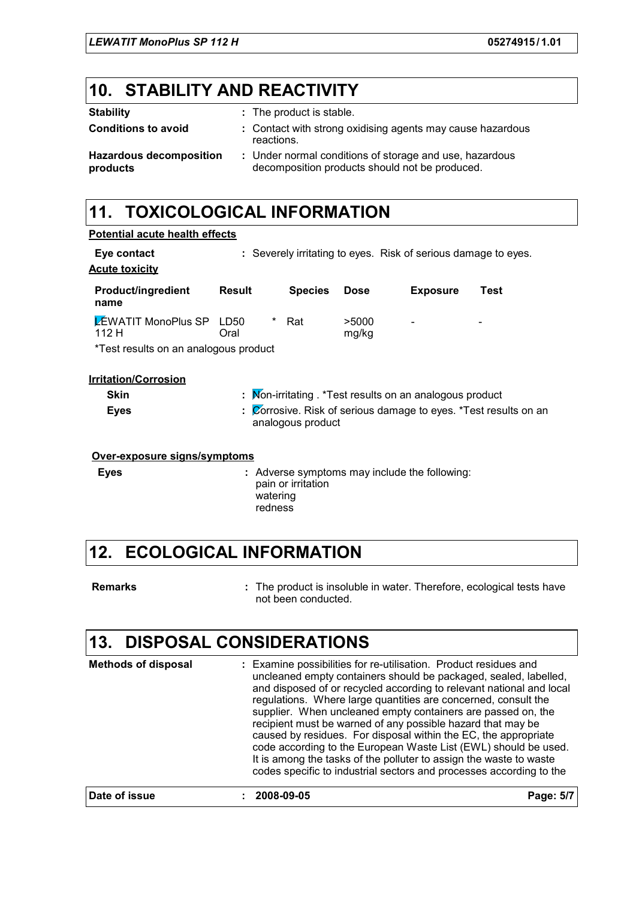## 10. STABILITY AND REACTIVITY

**Stability** : The product is stable.

**Conditions to avoid** : Contact with strong oxidising agents may cause hazardous reactions.

**Hazardous decomposition products** : Under normal conditions of storage and use, hazardous decomposition products should not be produced.

## 11. TOXICOLOGICAL INFORMATION

**Potential acute health effects**

**Eye contact** : Severely irritating to eyes. Risk of serious damage to eyes.

**Acute toxicity**

| Product/ingredient name | Result | | Species | Dose | Exposure | Test |
|---|---|---|---|---|---|---|
| LEWATIT MonoPlus SP 112 H | LD50 Oral | * | Rat | >5000 mg/kg | - | - |

*Test results on an analogous product

**Irritation/Corrosion**

**Skin** : Non-irritating . *Test results on an analogous product

**Eyes** : Corrosive. Risk of serious damage to eyes. *Test results on an analogous product

**Over-exposure signs/symptoms**

**Eyes** : Adverse symptoms may include the following:
pain or irritation
watering
redness

## 12. ECOLOGICAL INFORMATION

**Remarks** : The product is insoluble in water. Therefore, ecological tests have not been conducted.

## 13. DISPOSAL CONSIDERATIONS

**Methods of disposal** : Examine possibilities for re-utilisation. Product residues and uncleaned empty containers should be packaged, sealed, labelled, and disposed of or recycled according to relevant national and local regulations. Where large quantities are concerned, consult the supplier. When uncleaned empty containers are passed on, the recipient must be warned of any possible hazard that may be caused by residues. For disposal within the EC, the appropriate code according to the European Waste List (EWL) should be used. It is among the tasks of the polluter to assign the waste to waste codes specific to industrial sectors and processes according to the

**Date of issue** : 2008-09-05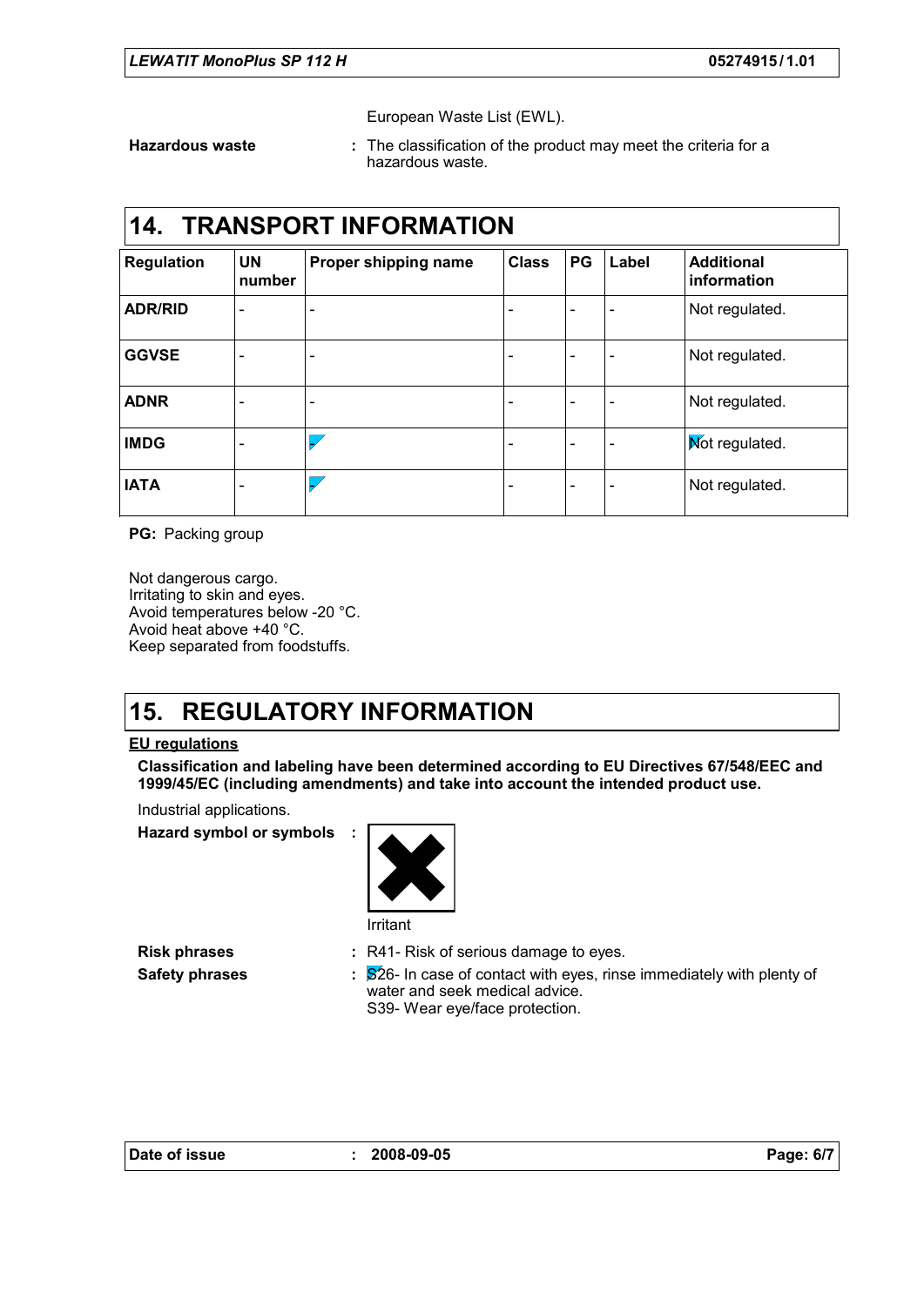European Waste List (EWL).

**Hazardous waste** : The classification of the product may meet the criteria for a hazardous waste.

# 14. TRANSPORT INFORMATION

| Regulation | UN number | Proper shipping name | Class | PG | Label | Additional information |
|---|---|---|---|---|---|---|
| **ADR/RID** | - | - | - | - | - | Not regulated. |
| **GGVSE** | - | - | - | - | - | Not regulated. |
| **ADNR** | - | - | - | - | - | Not regulated. |
| **IMDG** | - | - | - | - | - | Not regulated. |
| **IATA** | - | - | - | - | - | Not regulated. |

**PG:** Packing group

Not dangerous cargo.
Irritating to skin and eyes.
Avoid temperatures below -20 °C.
Avoid heat above +40 °C.
Keep separated from foodstuffs.

# 15. REGULATORY INFORMATION

**EU regulations**

**Classification and labeling have been determined according to EU Directives 67/548/EEC and 1999/45/EC (including amendments) and take into account the intended product use.**

Industrial applications.

**Hazard symbol or symbols** :

Irritant

**Risk phrases** : R41- Risk of serious damage to eyes.

**Safety phrases** : S26- In case of contact with eyes, rinse immediately with plenty of water and seek medical advice.
S39- Wear eye/face protection.

**Date of issue** : 2008-09-05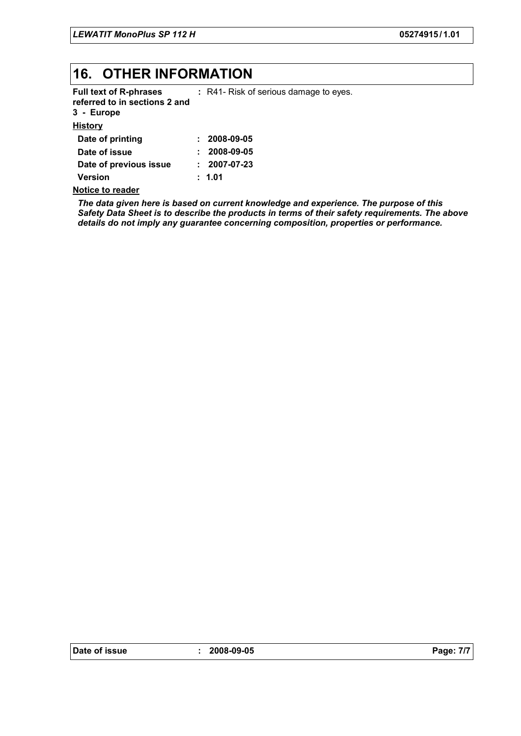# 16. OTHER INFORMATION

**Full text of R-phrases referred to in sections 2 and 3 - Europe** : R41- Risk of serious damage to eyes.

**History**

| | |
|---|---|
| **Date of printing** | : **2008-09-05** |
| **Date of issue** | : **2008-09-05** |
| **Date of previous issue** | : **2007-07-23** |
| **Version** | : **1.01** |

**Notice to reader**

***The data given here is based on current knowledge and experience. The purpose of this Safety Data Sheet is to describe the products in terms of their safety requirements. The above details do not imply any guarantee concerning composition, properties or performance.***